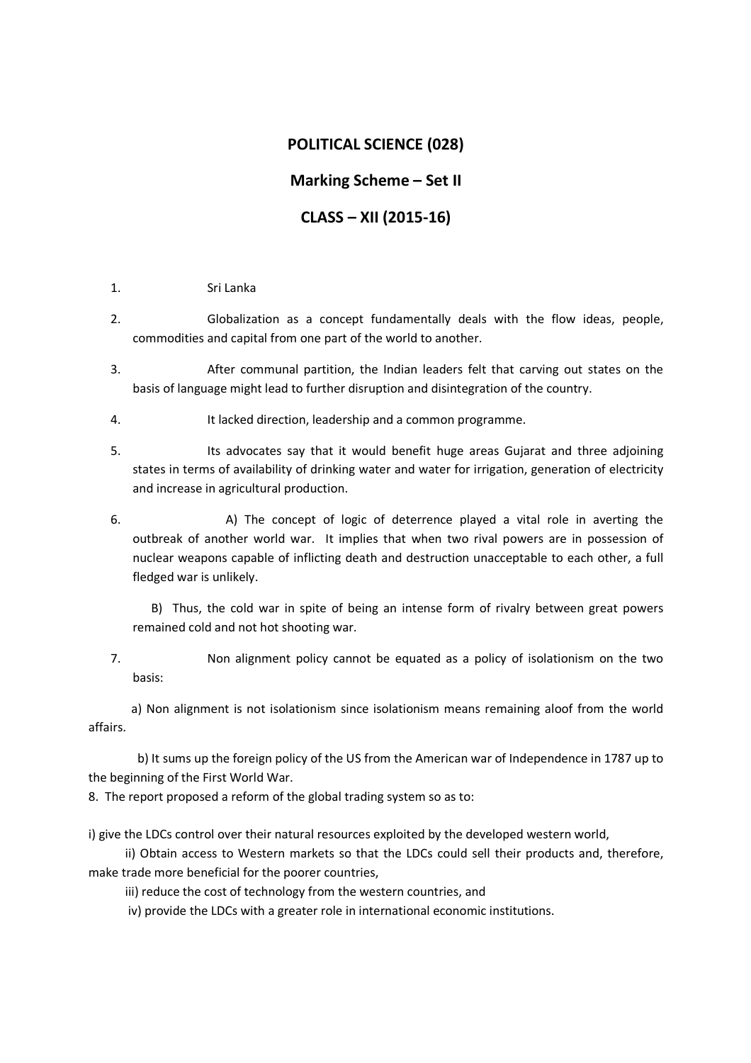# POLITICAL SCIENCE (028)

## Marking Scheme – Set II

## CLASS – XII (2015-16)

1. Sri Lanka

2. Globalization as a concept fundamentally deals with the flow ideas, people, commodities and capital from one part of the world to another.

3. After communal partition, the Indian leaders felt that carving out states on the basis of language might lead to further disruption and disintegration of the country.

4. It lacked direction, leadership and a common programme.

5. Its advocates say that it would benefit huge areas Gujarat and three adjoining states in terms of availability of drinking water and water for irrigation, generation of electricity and increase in agricultural production.

6. A) The concept of logic of deterrence played a vital role in averting the outbreak of another world war. It implies that when two rival powers are in possession of nuclear weapons capable of inflicting death and destruction unacceptable to each other, a full fledged war is unlikely.

   B) Thus, the cold war in spite of being an intense form of rivalry between great powers remained cold and not hot shooting war.

7. Non alignment policy cannot be equated as a policy of isolationism on the two basis:

   a) Non alignment is not isolationism since isolationism means remaining aloof from the world affairs.

   b) It sums up the foreign policy of the US from the American war of Independence in 1787 up to the beginning of the First World War.

8. The report proposed a reform of the global trading system so as to:

   i) give the LDCs control over their natural resources exploited by the developed western world,

   ii) Obtain access to Western markets so that the LDCs could sell their products and, therefore, make trade more beneficial for the poorer countries,

   iii) reduce the cost of technology from the western countries, and

   iv) provide the LDCs with a greater role in international economic institutions.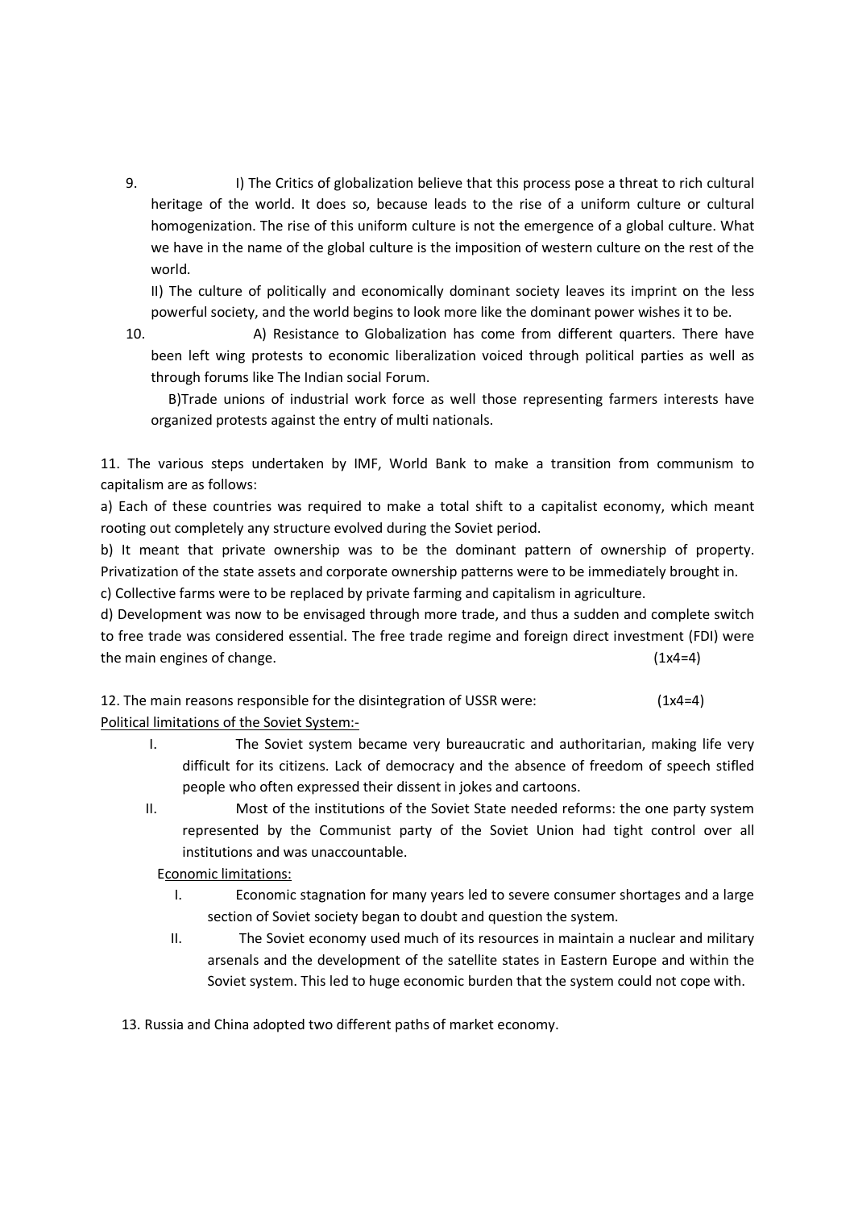9. I) The Critics of globalization believe that this process pose a threat to rich cultural heritage of the world. It does so, because leads to the rise of a uniform culture or cultural homogenization. The rise of this uniform culture is not the emergence of a global culture. What we have in the name of the global culture is the imposition of western culture on the rest of the world.

   II) The culture of politically and economically dominant society leaves its imprint on the less powerful society, and the world begins to look more like the dominant power wishes it to be.

10. A) Resistance to Globalization has come from different quarters. There have been left wing protests to economic liberalization voiced through political parties as well as through forums like The Indian social Forum.

    B)Trade unions of industrial work force as well those representing farmers interests have organized protests against the entry of multi nationals.

11. The various steps undertaken by IMF, World Bank to make a transition from communism to capitalism are as follows:

a) Each of these countries was required to make a total shift to a capitalist economy, which meant rooting out completely any structure evolved during the Soviet period.

b) It meant that private ownership was to be the dominant pattern of ownership of property. Privatization of the state assets and corporate ownership patterns were to be immediately brought in.

c) Collective farms were to be replaced by private farming and capitalism in agriculture.

d) Development was now to be envisaged through more trade, and thus a sudden and complete switch to free trade was considered essential. The free trade regime and foreign direct investment (FDI) were the main engines of change. (1x4=4)

12. The main reasons responsible for the disintegration of USSR were: (1x4=4)

<u>Political limitations of the Soviet System:-</u>

I. The Soviet system became very bureaucratic and authoritarian, making life very difficult for its citizens. Lack of democracy and the absence of freedom of speech stifled people who often expressed their dissent in jokes and cartoons.

II. Most of the institutions of the Soviet State needed reforms: the one party system represented by the Communist party of the Soviet Union had tight control over all institutions and was unaccountable.

<u>Economic limitations:</u>

I. Economic stagnation for many years led to severe consumer shortages and a large section of Soviet society began to doubt and question the system.

II. The Soviet economy used much of its resources in maintain a nuclear and military arsenals and the development of the satellite states in Eastern Europe and within the Soviet system. This led to huge economic burden that the system could not cope with.

13. Russia and China adopted two different paths of market economy.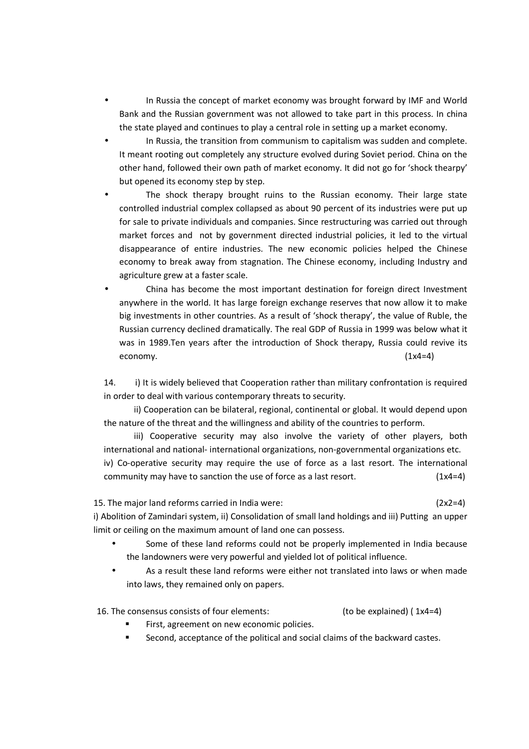- In Russia the concept of market economy was brought forward by IMF and World Bank and the Russian government was not allowed to take part in this process. In china the state played and continues to play a central role in setting up a market economy.
- In Russia, the transition from communism to capitalism was sudden and complete. It meant rooting out completely any structure evolved during Soviet period. China on the other hand, followed their own path of market economy. It did not go for 'shock thearpy' but opened its economy step by step.
- The shock therapy brought ruins to the Russian economy. Their large state controlled industrial complex collapsed as about 90 percent of its industries were put up for sale to private individuals and companies. Since restructuring was carried out through market forces and not by government directed industrial policies, it led to the virtual disappearance of entire industries. The new economic policies helped the Chinese economy to break away from stagnation. The Chinese economy, including Industry and agriculture grew at a faster scale.
- China has become the most important destination for foreign direct Investment anywhere in the world. It has large foreign exchange reserves that now allow it to make big investments in other countries. As a result of 'shock therapy', the value of Ruble, the Russian currency declined dramatically. The real GDP of Russia in 1999 was below what it was in 1989.Ten years after the introduction of Shock therapy, Russia could revive its economy. (1x4=4)

14. i) It is widely believed that Cooperation rather than military confrontation is required in order to deal with various contemporary threats to security.

ii) Cooperation can be bilateral, regional, continental or global. It would depend upon the nature of the threat and the willingness and ability of the countries to perform.

iii) Cooperative security may also involve the variety of other players, both international and national- international organizations, non-governmental organizations etc.

iv) Co-operative security may require the use of force as a last resort. The international community may have to sanction the use of force as a last resort. (1x4=4)

15. The major land reforms carried in India were: (2x2=4)

i) Abolition of Zamindari system, ii) Consolidation of small land holdings and iii) Putting an upper limit or ceiling on the maximum amount of land one can possess.

- Some of these land reforms could not be properly implemented in India because the landowners were very powerful and yielded lot of political influence.
- As a result these land reforms were either not translated into laws or when made into laws, they remained only on papers.

16. The consensus consists of four elements: (to be explained) ( 1x4=4)

- First, agreement on new economic policies.
- Second, acceptance of the political and social claims of the backward castes.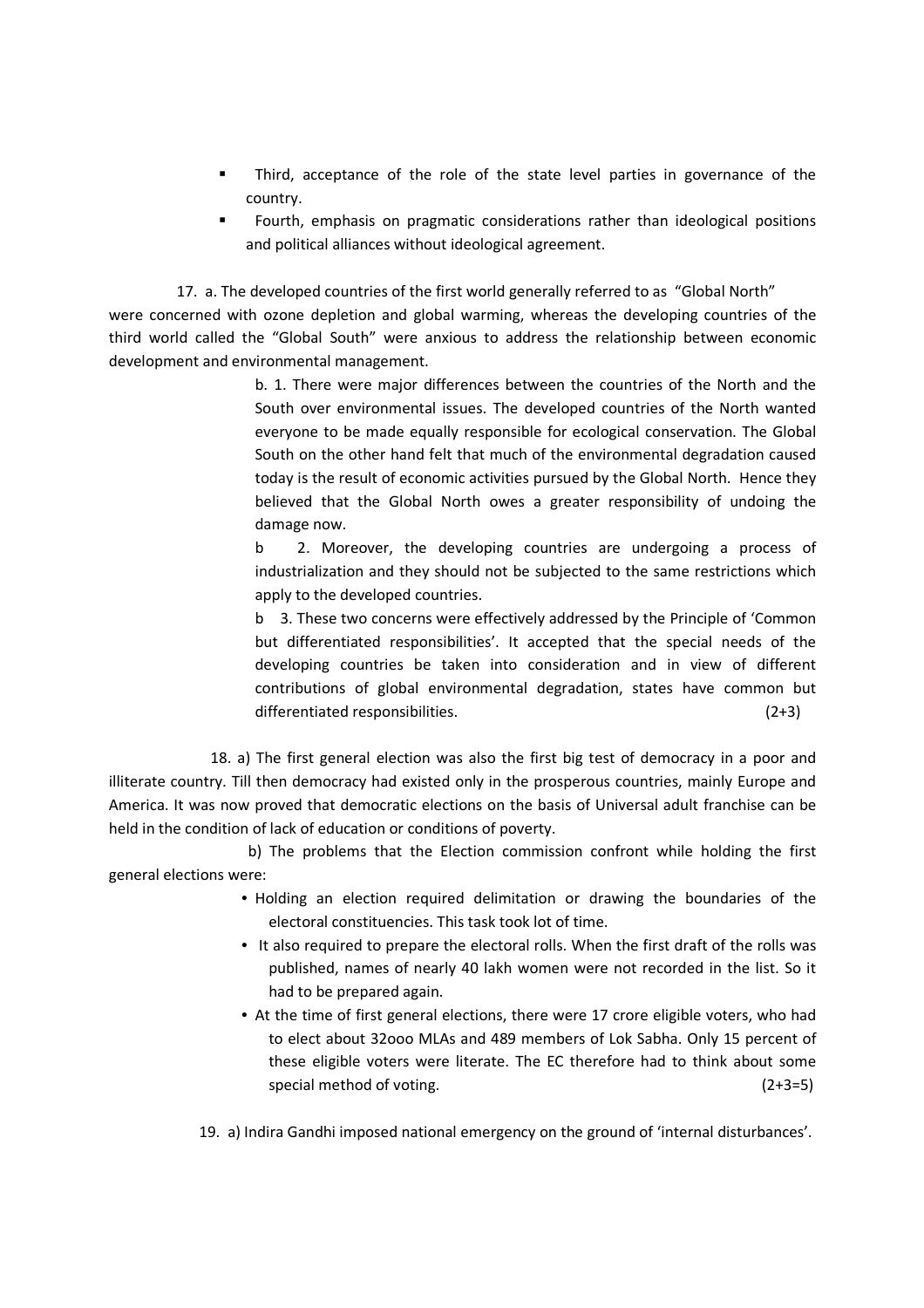- Third, acceptance of the role of the state level parties in governance of the country.
- Fourth, emphasis on pragmatic considerations rather than ideological positions and political alliances without ideological agreement.

17. a. The developed countries of the first world generally referred to as "Global North" were concerned with ozone depletion and global warming, whereas the developing countries of the third world called the "Global South" were anxious to address the relationship between economic development and environmental management.

b. 1. There were major differences between the countries of the North and the South over environmental issues. The developed countries of the North wanted everyone to be made equally responsible for ecological conservation. The Global South on the other hand felt that much of the environmental degradation caused today is the result of economic activities pursued by the Global North. Hence they believed that the Global North owes a greater responsibility of undoing the damage now.

b 2. Moreover, the developing countries are undergoing a process of industrialization and they should not be subjected to the same restrictions which apply to the developed countries.

b 3. These two concerns were effectively addressed by the Principle of 'Common but differentiated responsibilities'. It accepted that the special needs of the developing countries be taken into consideration and in view of different contributions of global environmental degradation, states have common but differentiated responsibilities. (2+3)

18. a) The first general election was also the first big test of democracy in a poor and illiterate country. Till then democracy had existed only in the prosperous countries, mainly Europe and America. It was now proved that democratic elections on the basis of Universal adult franchise can be held in the condition of lack of education or conditions of poverty.

b) The problems that the Election commission confront while holding the first general elections were:

- Holding an election required delimitation or drawing the boundaries of the electoral constituencies. This task took lot of time.
- It also required to prepare the electoral rolls. When the first draft of the rolls was published, names of nearly 40 lakh women were not recorded in the list. So it had to be prepared again.
- At the time of first general elections, there were 17 crore eligible voters, who had to elect about 32ooo MLAs and 489 members of Lok Sabha. Only 15 percent of these eligible voters were literate. The EC therefore had to think about some special method of voting. (2+3=5)

19. a) Indira Gandhi imposed national emergency on the ground of 'internal disturbances'.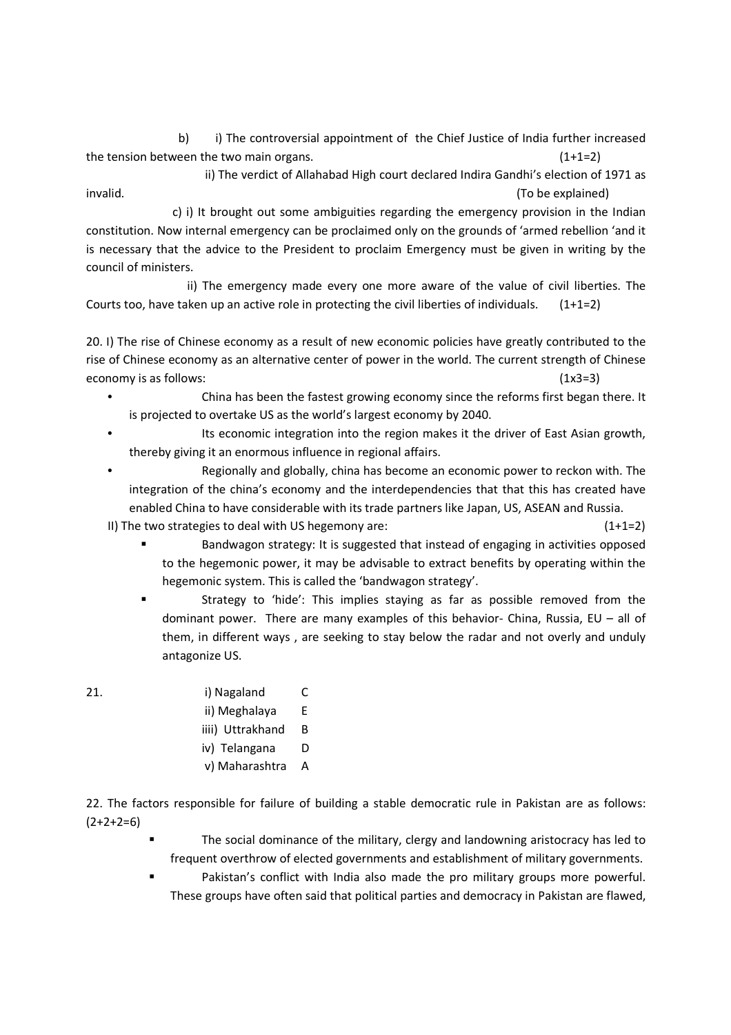b) i) The controversial appointment of the Chief Justice of India further increased the tension between the two main organs. (1+1=2)

ii) The verdict of Allahabad High court declared Indira Gandhi's election of 1971 as invalid. (To be explained)

c) i) It brought out some ambiguities regarding the emergency provision in the Indian constitution. Now internal emergency can be proclaimed only on the grounds of 'armed rebellion 'and it is necessary that the advice to the President to proclaim Emergency must be given in writing by the council of ministers.

ii) The emergency made every one more aware of the value of civil liberties. The Courts too, have taken up an active role in protecting the civil liberties of individuals. (1+1=2)

20. I) The rise of Chinese economy as a result of new economic policies have greatly contributed to the rise of Chinese economy as an alternative center of power in the world. The current strength of Chinese economy is as follows: (1x3=3)

- China has been the fastest growing economy since the reforms first began there. It is projected to overtake US as the world's largest economy by 2040.
- Its economic integration into the region makes it the driver of East Asian growth, thereby giving it an enormous influence in regional affairs.
- Regionally and globally, china has become an economic power to reckon with. The integration of the china's economy and the interdependencies that that this has created have enabled China to have considerable with its trade partners like Japan, US, ASEAN and Russia.

II) The two strategies to deal with US hegemony are: (1+1=2)

- Bandwagon strategy: It is suggested that instead of engaging in activities opposed to the hegemonic power, it may be advisable to extract benefits by operating within the hegemonic system. This is called the 'bandwagon strategy'.
- Strategy to 'hide': This implies staying as far as possible removed from the dominant power. There are many examples of this behavior- China, Russia, EU – all of them, in different ways , are seeking to stay below the radar and not overly and unduly antagonize US.

21.

| | |
|---|---|
| i) Nagaland | C |
| ii) Meghalaya | E |
| iiii) Uttrakhand | B |
| iv) Telangana | D |
| v) Maharashtra | A |

22. The factors responsible for failure of building a stable democratic rule in Pakistan are as follows: (2+2+2=6)

- The social dominance of the military, clergy and landowning aristocracy has led to frequent overthrow of elected governments and establishment of military governments.
- Pakistan's conflict with India also made the pro military groups more powerful. These groups have often said that political parties and democracy in Pakistan are flawed,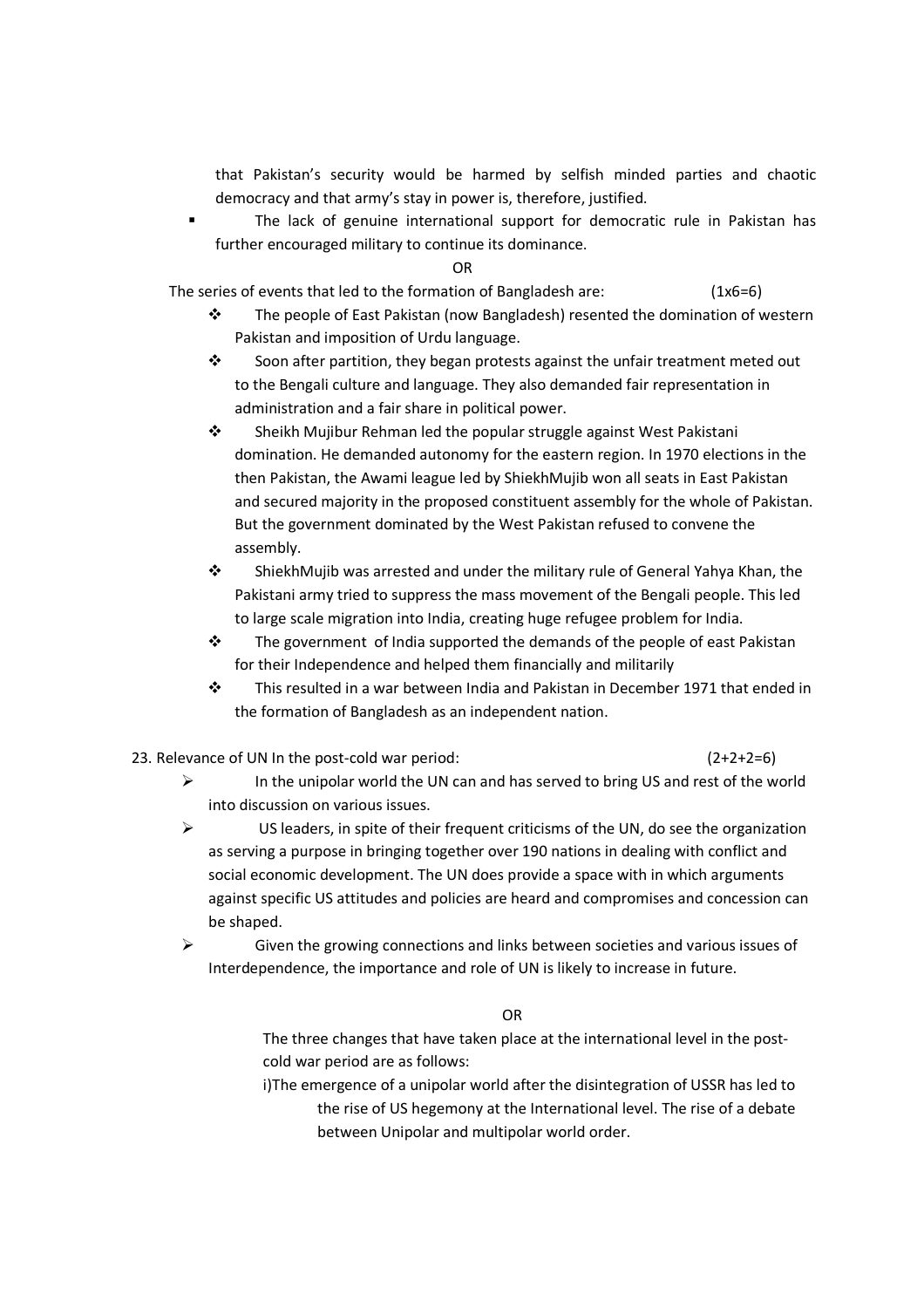that Pakistan's security would be harmed by selfish minded parties and chaotic democracy and that army's stay in power is, therefore, justified.

- The lack of genuine international support for democratic rule in Pakistan has further encouraged military to continue its dominance.

OR

The series of events that led to the formation of Bangladesh are: (1x6=6)

- The people of East Pakistan (now Bangladesh) resented the domination of western Pakistan and imposition of Urdu language.
- Soon after partition, they began protests against the unfair treatment meted out to the Bengali culture and language. They also demanded fair representation in administration and a fair share in political power.
- Sheikh Mujibur Rehman led the popular struggle against West Pakistani domination. He demanded autonomy for the eastern region. In 1970 elections in the then Pakistan, the Awami league led by ShiekhMujib won all seats in East Pakistan and secured majority in the proposed constituent assembly for the whole of Pakistan. But the government dominated by the West Pakistan refused to convene the assembly.
- ShiekhMujib was arrested and under the military rule of General Yahya Khan, the Pakistani army tried to suppress the mass movement of the Bengali people. This led to large scale migration into India, creating huge refugee problem for India.
- The government of India supported the demands of the people of east Pakistan for their Independence and helped them financially and militarily
- This resulted in a war between India and Pakistan in December 1971 that ended in the formation of Bangladesh as an independent nation.

23. Relevance of UN In the post-cold war period: (2+2+2=6)

- In the unipolar world the UN can and has served to bring US and rest of the world into discussion on various issues.
- US leaders, in spite of their frequent criticisms of the UN, do see the organization as serving a purpose in bringing together over 190 nations in dealing with conflict and social economic development. The UN does provide a space with in which arguments against specific US attitudes and policies are heard and compromises and concession can be shaped.
- Given the growing connections and links between societies and various issues of Interdependence, the importance and role of UN is likely to increase in future.

OR

The three changes that have taken place at the international level in the post-cold war period are as follows:

i)The emergence of a unipolar world after the disintegration of USSR has led to the rise of US hegemony at the International level. The rise of a debate between Unipolar and multipolar world order.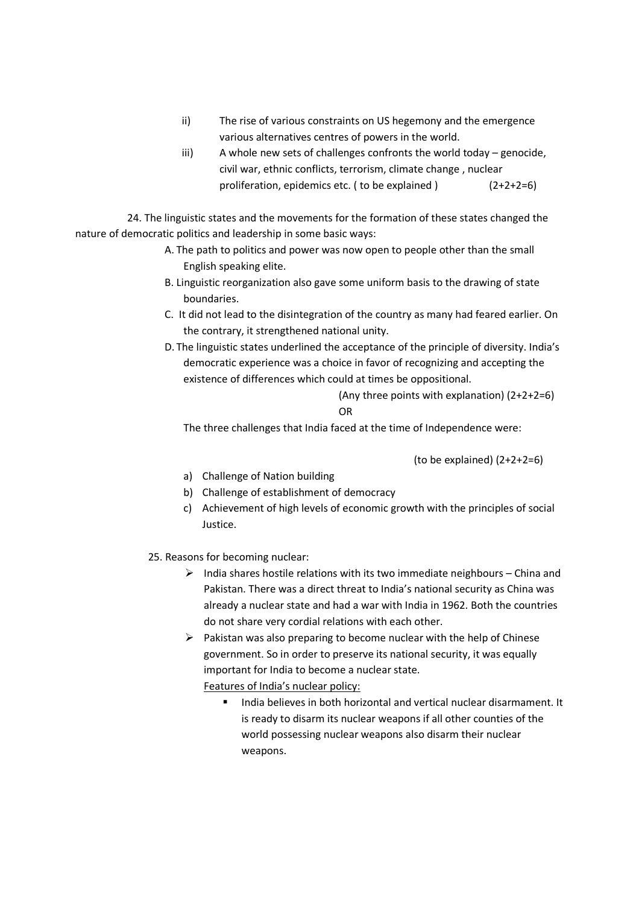ii) The rise of various constraints on US hegemony and the emergence various alternatives centres of powers in the world.

iii) A whole new sets of challenges confronts the world today – genocide, civil war, ethnic conflicts, terrorism, climate change , nuclear proliferation, epidemics etc. ( to be explained ) (2+2+2=6)

24. The linguistic states and the movements for the formation of these states changed the nature of democratic politics and leadership in some basic ways:

A. The path to politics and power was now open to people other than the small English speaking elite.
B. Linguistic reorganization also gave some uniform basis to the drawing of state boundaries.
C. It did not lead to the disintegration of the country as many had feared earlier. On the contrary, it strengthened national unity.
D. The linguistic states underlined the acceptance of the principle of diversity. India's democratic experience was a choice in favor of recognizing and accepting the existence of differences which could at times be oppositional.

(Any three points with explanation) (2+2+2=6)

OR

The three challenges that India faced at the time of Independence were:

(to be explained) (2+2+2=6)

a) Challenge of Nation building
b) Challenge of establishment of democracy
c) Achievement of high levels of economic growth with the principles of social Justice.

25. Reasons for becoming nuclear:

- India shares hostile relations with its two immediate neighbours – China and Pakistan. There was a direct threat to India's national security as China was already a nuclear state and had a war with India in 1962. Both the countries do not share very cordial relations with each other.
- Pakistan was also preparing to become nuclear with the help of Chinese government. So in order to preserve its national security, it was equally important for India to become a nuclear state.

<u>Features of India's nuclear policy:</u>

- India believes in both horizontal and vertical nuclear disarmament. It is ready to disarm its nuclear weapons if all other counties of the world possessing nuclear weapons also disarm their nuclear weapons.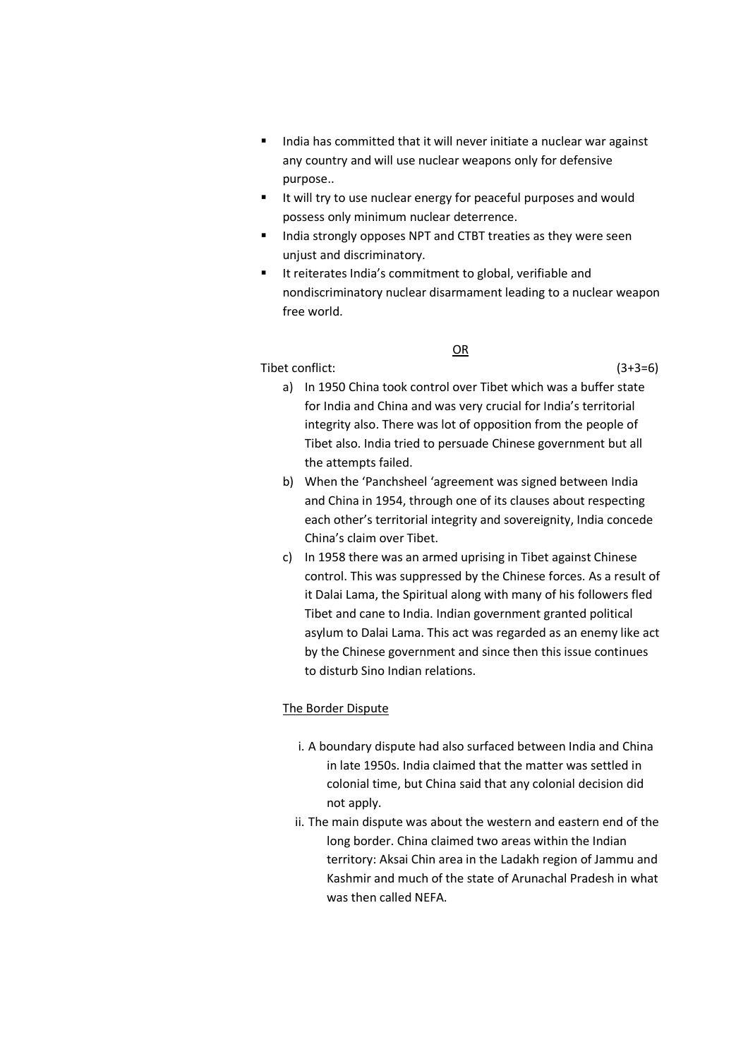- India has committed that it will never initiate a nuclear war against any country and will use nuclear weapons only for defensive purpose..
- It will try to use nuclear energy for peaceful purposes and would possess only minimum nuclear deterrence.
- India strongly opposes NPT and CTBT treaties as they were seen unjust and discriminatory.
- It reiterates India's commitment to global, verifiable and nondiscriminatory nuclear disarmament leading to a nuclear weapon free world.

<u>OR</u>

Tibet conflict: (3+3=6)

a) In 1950 China took control over Tibet which was a buffer state for India and China and was very crucial for India's territorial integrity also. There was lot of opposition from the people of Tibet also. India tried to persuade Chinese government but all the attempts failed.
b) When the 'Panchsheel 'agreement was signed between India and China in 1954, through one of its clauses about respecting each other's territorial integrity and sovereignity, India concede China's claim over Tibet.
c) In 1958 there was an armed uprising in Tibet against Chinese control. This was suppressed by the Chinese forces. As a result of it Dalai Lama, the Spiritual along with many of his followers fled Tibet and cane to India. Indian government granted political asylum to Dalai Lama. This act was regarded as an enemy like act by the Chinese government and since then this issue continues to disturb Sino Indian relations.

<u>The Border Dispute</u>

i. A boundary dispute had also surfaced between India and China in late 1950s. India claimed that the matter was settled in colonial time, but China said that any colonial decision did not apply.
ii. The main dispute was about the western and eastern end of the long border. China claimed two areas within the Indian territory: Aksai Chin area in the Ladakh region of Jammu and Kashmir and much of the state of Arunachal Pradesh in what was then called NEFA.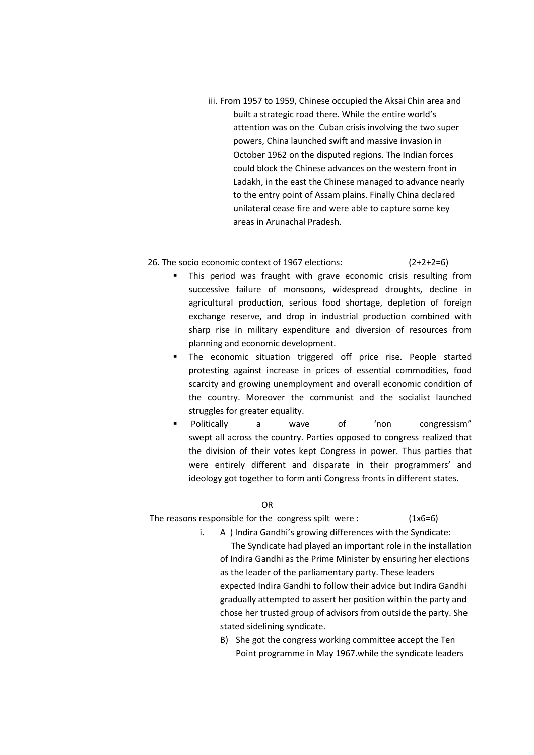iii. From 1957 to 1959, Chinese occupied the Aksai Chin area and built a strategic road there. While the entire world's attention was on the Cuban crisis involving the two super powers, China launched swift and massive invasion in October 1962 on the disputed regions. The Indian forces could block the Chinese advances on the western front in Ladakh, in the east the Chinese managed to advance nearly to the entry point of Assam plains. Finally China declared unilateral cease fire and were able to capture some key areas in Arunachal Pradesh.

26. The socio economic context of 1967 elections: (2+2+2=6)

- This period was fraught with grave economic crisis resulting from successive failure of monsoons, widespread droughts, decline in agricultural production, serious food shortage, depletion of foreign exchange reserve, and drop in industrial production combined with sharp rise in military expenditure and diversion of resources from planning and economic development.
- The economic situation triggered off price rise. People started protesting against increase in prices of essential commodities, food scarcity and growing unemployment and overall economic condition of the country. Moreover the communist and the socialist launched struggles for greater equality.
- Politically a wave of 'non congressism" swept all across the country. Parties opposed to congress realized that the division of their votes kept Congress in power. Thus parties that were entirely different and disparate in their programmers' and ideology got together to form anti Congress fronts in different states.

OR

The reasons responsible for the congress spilt were : (1x6=6)

i. A ) Indira Gandhi's growing differences with the Syndicate:
   The Syndicate had played an important role in the installation of Indira Gandhi as the Prime Minister by ensuring her elections as the leader of the parliamentary party. These leaders expected Indira Gandhi to follow their advice but Indira Gandhi gradually attempted to assert her position within the party and chose her trusted group of advisors from outside the party. She stated sidelining syndicate.

   B) She got the congress working committee accept the Ten Point programme in May 1967.while the syndicate leaders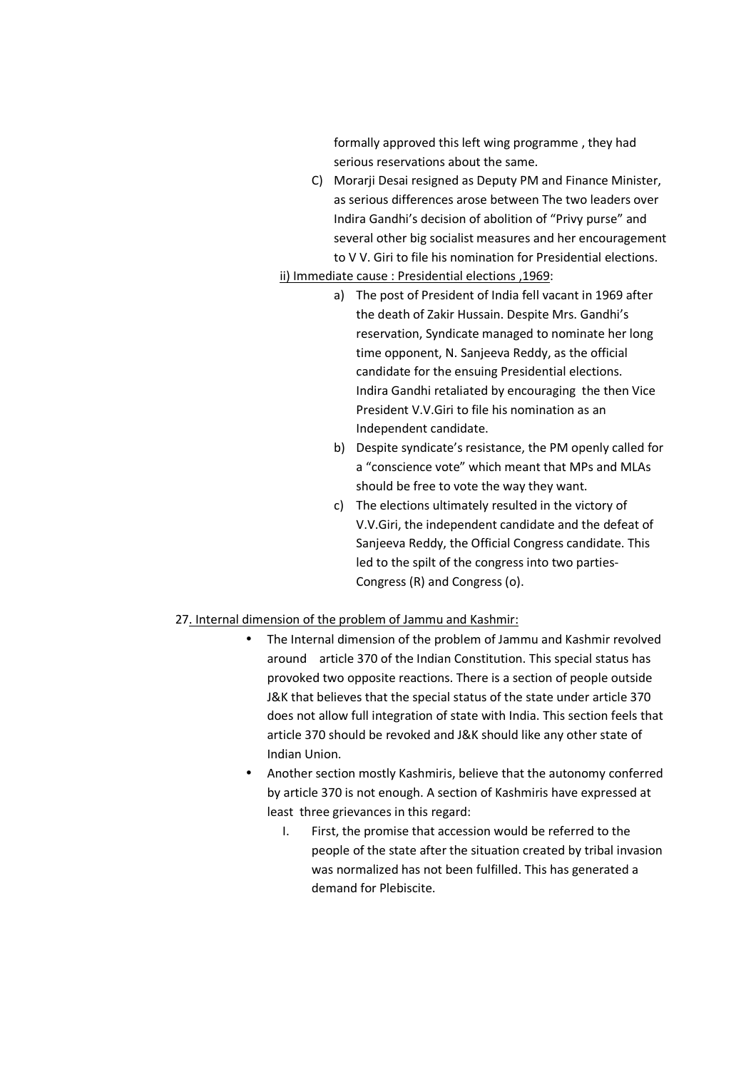formally approved this left wing programme , they had serious reservations about the same.

C) Morarji Desai resigned as Deputy PM and Finance Minister, as serious differences arose between The two leaders over Indira Gandhi's decision of abolition of "Privy purse" and several other big socialist measures and her encouragement to V V. Giri to file his nomination for Presidential elections.

ii) Immediate cause : Presidential elections ,1969:

a) The post of President of India fell vacant in 1969 after the death of Zakir Hussain. Despite Mrs. Gandhi's reservation, Syndicate managed to nominate her long time opponent, N. Sanjeeva Reddy, as the official candidate for the ensuing Presidential elections. Indira Gandhi retaliated by encouraging the then Vice President V.V.Giri to file his nomination as an Independent candidate.

b) Despite syndicate's resistance, the PM openly called for a "conscience vote" which meant that MPs and MLAs should be free to vote the way they want.

c) The elections ultimately resulted in the victory of V.V.Giri, the independent candidate and the defeat of Sanjeeva Reddy, the Official Congress candidate. This led to the spilt of the congress into two parties- Congress (R) and Congress (o).

27. Internal dimension of the problem of Jammu and Kashmir:

- The Internal dimension of the problem of Jammu and Kashmir revolved around article 370 of the Indian Constitution. This special status has provoked two opposite reactions. There is a section of people outside J&K that believes that the special status of the state under article 370 does not allow full integration of state with India. This section feels that article 370 should be revoked and J&K should like any other state of Indian Union.
- Another section mostly Kashmiris, believe that the autonomy conferred by article 370 is not enough. A section of Kashmiris have expressed at least three grievances in this regard:
  - I. First, the promise that accession would be referred to the people of the state after the situation created by tribal invasion was normalized has not been fulfilled. This has generated a demand for Plebiscite.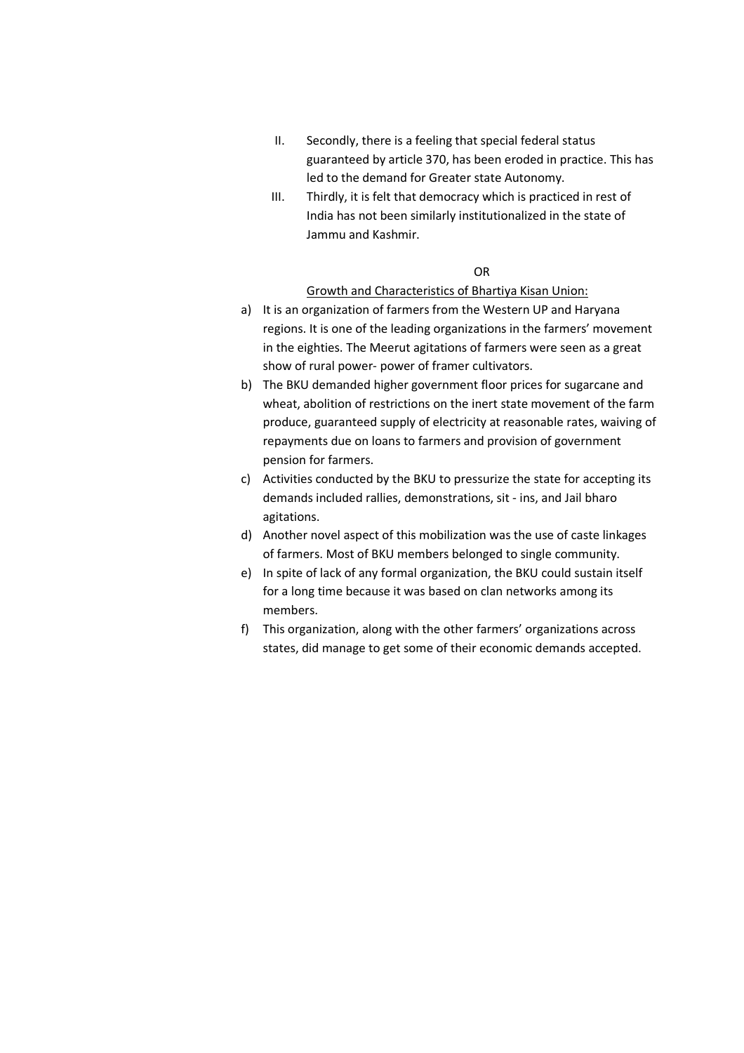II. Secondly, there is a feeling that special federal status guaranteed by article 370, has been eroded in practice. This has led to the demand for Greater state Autonomy.

III. Thirdly, it is felt that democracy which is practiced in rest of India has not been similarly institutionalized in the state of Jammu and Kashmir.

OR

<u>Growth and Characteristics of Bhartiya Kisan Union:</u>

a) It is an organization of farmers from the Western UP and Haryana regions. It is one of the leading organizations in the farmers' movement in the eighties. The Meerut agitations of farmers were seen as a great show of rural power- power of framer cultivators.

b) The BKU demanded higher government floor prices for sugarcane and wheat, abolition of restrictions on the inert state movement of the farm produce, guaranteed supply of electricity at reasonable rates, waiving of repayments due on loans to farmers and provision of government pension for farmers.

c) Activities conducted by the BKU to pressurize the state for accepting its demands included rallies, demonstrations, sit - ins, and Jail bharo agitations.

d) Another novel aspect of this mobilization was the use of caste linkages of farmers. Most of BKU members belonged to single community.

e) In spite of lack of any formal organization, the BKU could sustain itself for a long time because it was based on clan networks among its members.

f) This organization, along with the other farmers' organizations across states, did manage to get some of their economic demands accepted.